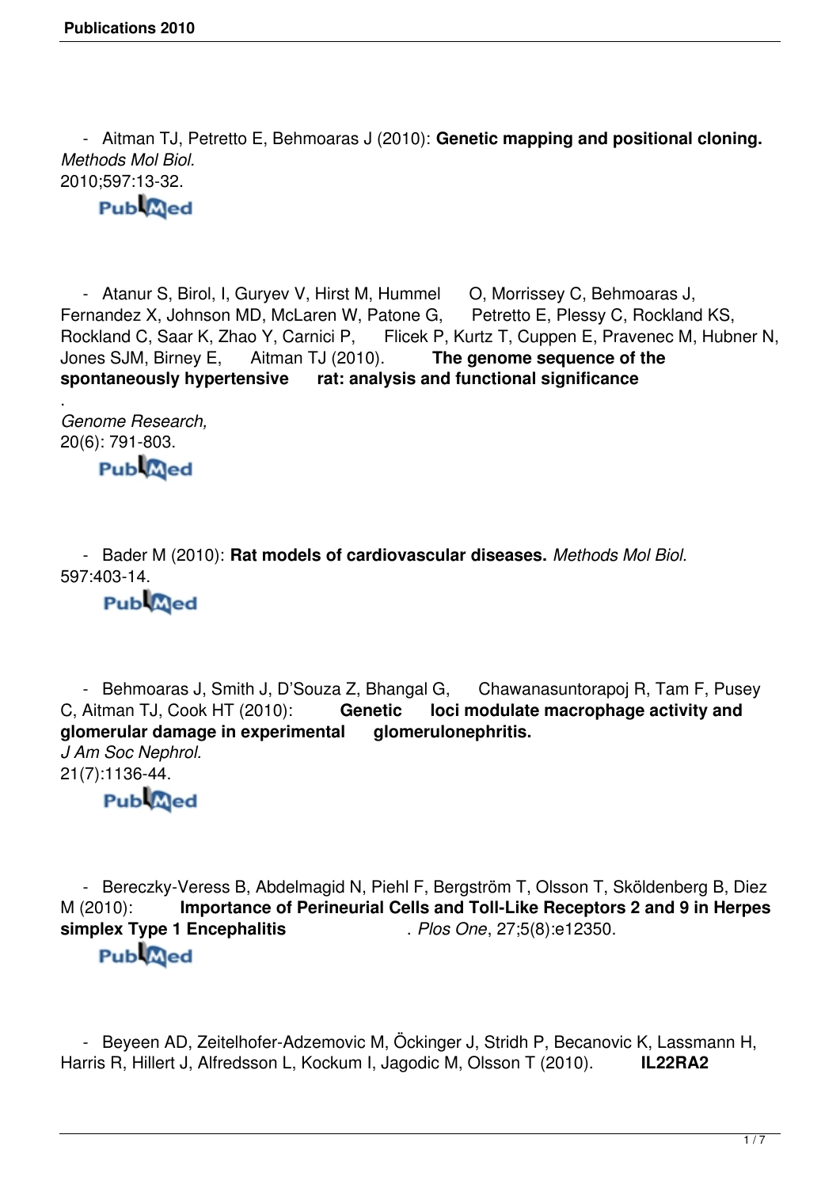- Aitman TJ, Petretto E, Behmoaras J (2010): **Genetic mapping and positional cloning.** *Methods Mol Biol.* 2010;597:13-32.

PubMed

- Atanur S, Birol, I, Guryev V, Hirst M, Hummel O, Morrissey C, Behmoaras J, Fernandez X, Johnson MD, McLaren W, Patone G, Petretto E, Plessy C, Rockland KS, Rockland C, Saar K, Zhao Y, Carnici P, Flicek P, Kurtz T, Cuppen E, Pravenec M, Hubner N, Jones SJM, Birney E, Aitman TJ (2010). **The genome sequence of the spontaneously hypertensive rat: analysis and functional significance**. *Genome Research,* 20(6): 791-803.

PubMed

- Bader M (2010): **Rat models of cardiovascular diseases.** *Methods Mol Biol.* 597:403-14.

PubMed

- Behmoaras J, Smith J, D'Souza Z, Bhangal G, Chawanasuntorapoj R, Tam F, Pusey C, Aitman TJ, Cook HT (2010): **Genetic loci modulate macrophage activity and glomerular damage in experimental glomerulonephritis.** *J Am Soc Nephrol.* 21(7):1136-44.

PubMed

- Bereczky-Veress B, Abdelmagid N, Piehl F, Bergström T, Olsson T, Sköldenberg B, Diez M (2010): **Importance of Perineurial Cells and Toll-Like Receptors 2 and 9 in Herpes simplex Type 1 Encephalitis**. *Plos One*, 27;5(8):e12350.

PubMed

- Beyeen AD, Zeitelhofer-Adzemovic M, Öckinger J, Stridh P, Becanovic K, Lassmann H, Harris R, Hillert J, Alfredsson L, Kockum I, Jagodic M, Olsson T (2010). **IL22RA2**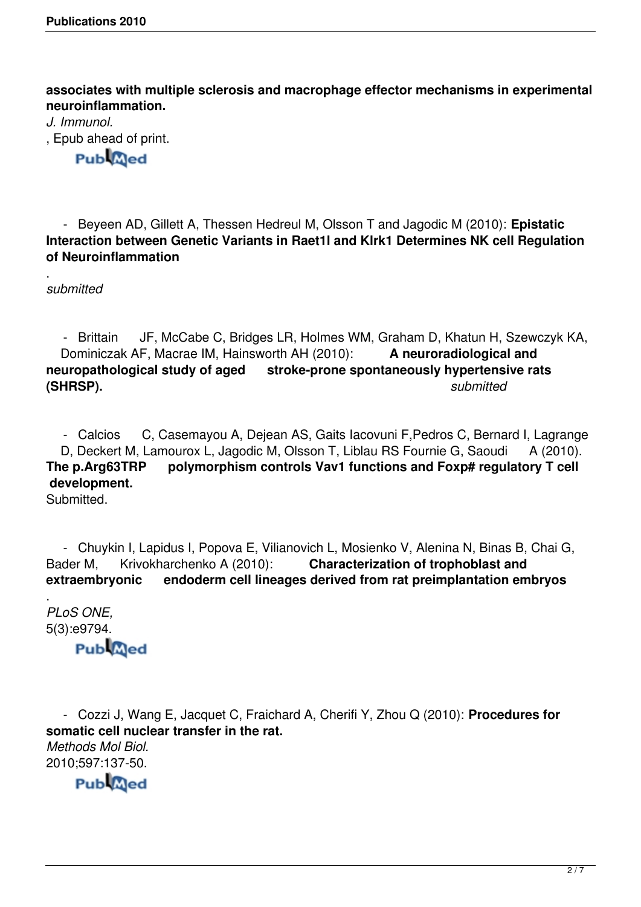**associates with multiple sclerosis and macrophage effector mechanisms in experimental neuroinflammation.**
*J. Immunol.*
, Epub ahead of print.
PubMed

- Beyeen AD, Gillett A, Thessen Hedreul M, Olsson T and Jagodic M (2010): **Epistatic Interaction between Genetic Variants in Raet1l and Klrk1 Determines NK cell Regulation of Neuroinflammation**
.
*submitted*

- Brittain JF, McCabe C, Bridges LR, Holmes WM, Graham D, Khatun H, Szewczyk KA, Dominiczak AF, Macrae IM, Hainsworth AH (2010): **A neuroradiological and neuropathological study of aged stroke-prone spontaneously hypertensive rats (SHRSP).** *submitted*

- Calcios C, Casemayou A, Dejean AS, Gaits Iacovuni F,Pedros C, Bernard I, Lagrange D, Deckert M, Lamourox L, Jagodic M, Olsson T, Liblau RS Fournie G, Saoudi A (2010). **The p.Arg63TRP polymorphism controls Vav1 functions and Foxp# regulatory T cell development.**
Submitted.

- Chuykin I, Lapidus I, Popova E, Vilianovich L, Mosienko V, Alenina N, Binas B, Chai G, Bader M, Krivokharchenko A (2010): **Characterization of trophoblast and extraembryonic endoderm cell lineages derived from rat preimplantation embryos**
.
*PLoS ONE,*
5(3):e9794.
PubMed

- Cozzi J, Wang E, Jacquet C, Fraichard A, Cherifi Y, Zhou Q (2010): **Procedures for somatic cell nuclear transfer in the rat.**
*Methods Mol Biol.*
2010;597:137-50.
PubMed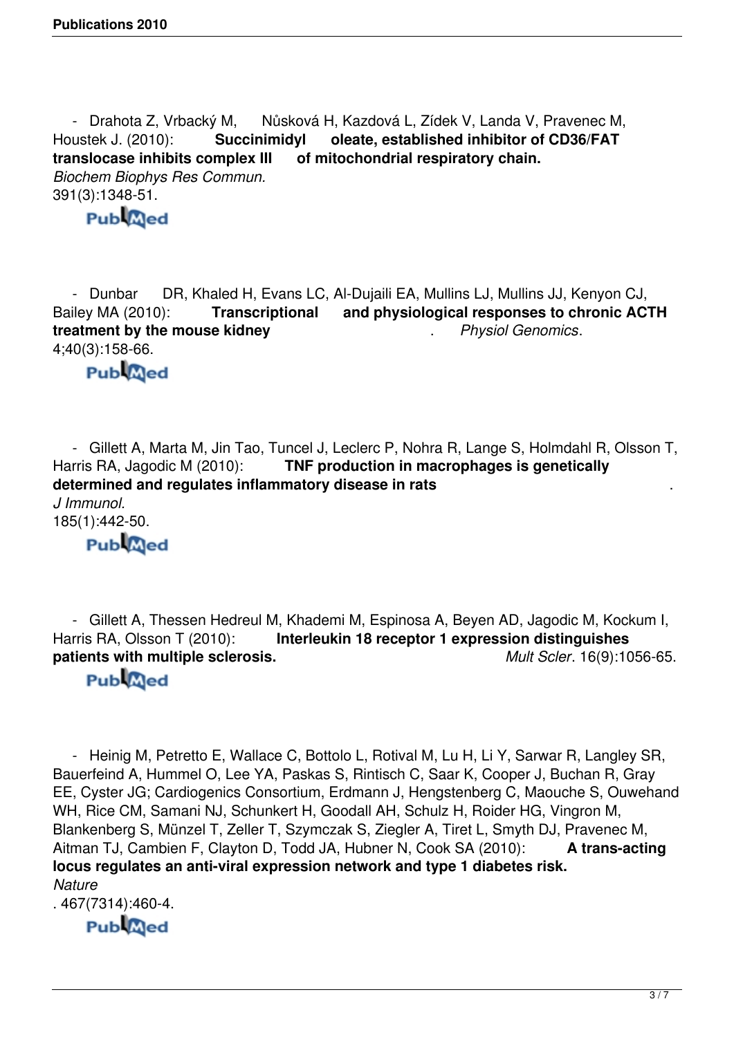- Drahota Z, Vrbacký M, Nůsková H, Kazdová L, Zídek V, Landa V, Pravenec M, Houstek J. (2010): **Succinimidyl oleate, established inhibitor of CD36/FAT translocase inhibits complex III of mitochondrial respiratory chain.** *Biochem Biophys Res Commun.* 391(3):1348-51.
  PubMed

- Dunbar DR, Khaled H, Evans LC, Al-Dujaili EA, Mullins LJ, Mullins JJ, Kenyon CJ, Bailey MA (2010): **Transcriptional and physiological responses to chronic ACTH treatment by the mouse kidney**. *Physiol Genomics*. 4;40(3):158-66.
  PubMed

- Gillett A, Marta M, Jin Tao, Tuncel J, Leclerc P, Nohra R, Lange S, Holmdahl R, Olsson T, Harris RA, Jagodic M (2010): **TNF production in macrophages is genetically determined and regulates inflammatory disease in rats**. *J Immunol.* 185(1):442-50.
  PubMed

- Gillett A, Thessen Hedreul M, Khademi M, Espinosa A, Beyen AD, Jagodic M, Kockum I, Harris RA, Olsson T (2010): **Interleukin 18 receptor 1 expression distinguishes patients with multiple sclerosis.** *Mult Scler*. 16(9):1056-65.
  PubMed

- Heinig M, Petretto E, Wallace C, Bottolo L, Rotival M, Lu H, Li Y, Sarwar R, Langley SR, Bauerfeind A, Hummel O, Lee YA, Paskas S, Rintisch C, Saar K, Cooper J, Buchan R, Gray EE, Cyster JG; Cardiogenics Consortium, Erdmann J, Hengstenberg C, Maouche S, Ouwehand WH, Rice CM, Samani NJ, Schunkert H, Goodall AH, Schulz H, Roider HG, Vingron M, Blankenberg S, Münzel T, Zeller T, Szymczak S, Ziegler A, Tiret L, Smyth DJ, Pravenec M, Aitman TJ, Cambien F, Clayton D, Todd JA, Hubner N, Cook SA (2010): **A trans-acting locus regulates an anti-viral expression network and type 1 diabetes risk.** *Nature*. 467(7314):460-4.
  PubMed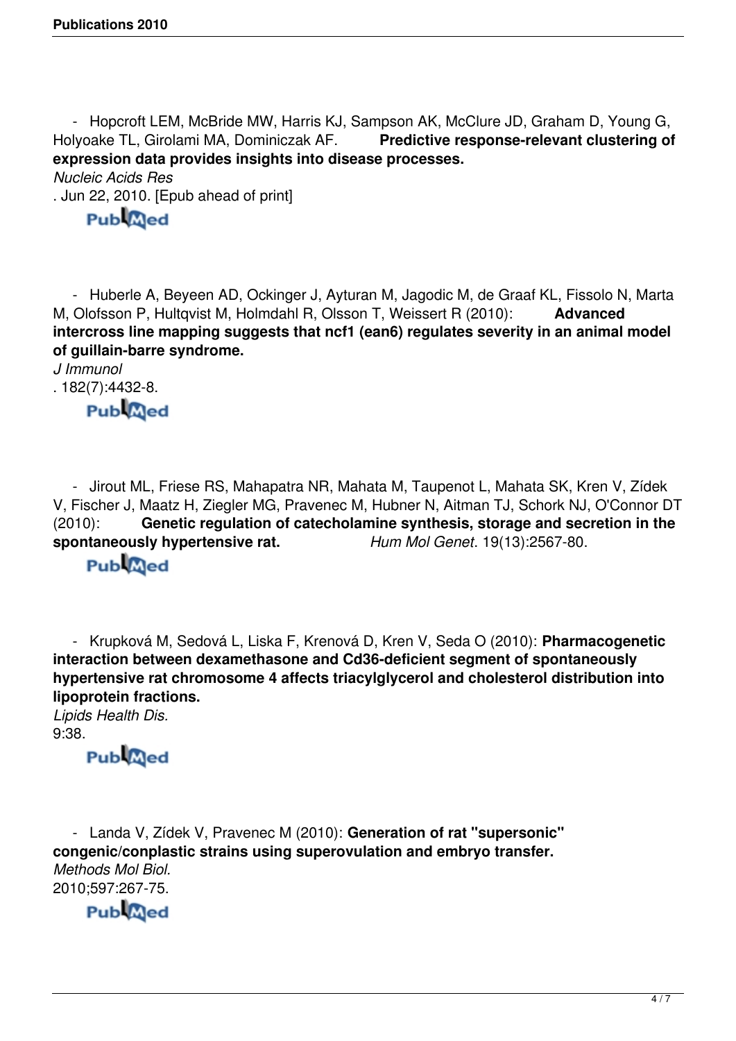- Hopcroft LEM, McBride MW, Harris KJ, Sampson AK, McClure JD, Graham D, Young G, Holyoake TL, Girolami MA, Dominiczak AF. **Predictive response-relevant clustering of expression data provides insights into disease processes.** *Nucleic Acids Res*. Jun 22, 2010. [Epub ahead of print]

PubMed

- Huberle A, Beyeen AD, Ockinger J, Ayturan M, Jagodic M, de Graaf KL, Fissolo N, Marta M, Olofsson P, Hultqvist M, Holmdahl R, Olsson T, Weissert R (2010): **Advanced intercross line mapping suggests that ncf1 (ean6) regulates severity in an animal model of guillain-barre syndrome.** *J Immunol*. 182(7):4432-8.

PubMed

- Jirout ML, Friese RS, Mahapatra NR, Mahata M, Taupenot L, Mahata SK, Kren V, Zídek V, Fischer J, Maatz H, Ziegler MG, Pravenec M, Hubner N, Aitman TJ, Schork NJ, O'Connor DT (2010): **Genetic regulation of catecholamine synthesis, storage and secretion in the spontaneously hypertensive rat.** *Hum Mol Genet*. 19(13):2567-80.

PubMed

- Krupková M, Sedová L, Liska F, Krenová D, Kren V, Seda O (2010): **Pharmacogenetic interaction between dexamethasone and Cd36-deficient segment of spontaneously hypertensive rat chromosome 4 affects triacylglycerol and cholesterol distribution into lipoprotein fractions.** *Lipids Health Dis.* 9:38.

PubMed

- Landa V, Zídek V, Pravenec M (2010): **Generation of rat "supersonic" congenic/conplastic strains using superovulation and embryo transfer.** *Methods Mol Biol.* 2010;597:267-75.

PubMed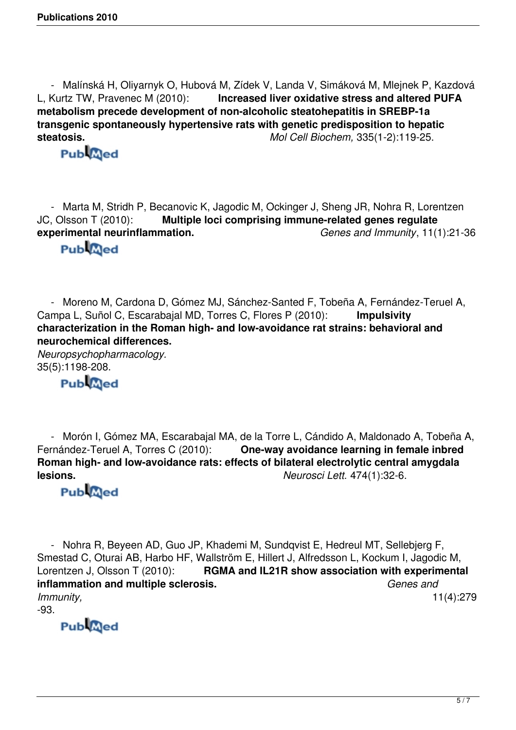- Malínská H, Oliyarnyk O, Hubová M, Zídek V, Landa V, Simáková M, Mlejnek P, Kazdová L, Kurtz TW, Pravenec M (2010): **Increased liver oxidative stress and altered PUFA metabolism precede development of non-alcoholic steatohepatitis in SREBP-1a transgenic spontaneously hypertensive rats with genetic predisposition to hepatic steatosis.** *Mol Cell Biochem,* 335(1-2):119-25.

  PubMed

- Marta M, Stridh P, Becanovic K, Jagodic M, Ockinger J, Sheng JR, Nohra R, Lorentzen JC, Olsson T (2010): **Multiple loci comprising immune-related genes regulate experimental neurinflammation.** *Genes and Immunity*, 11(1):21-36

  PubMed

- Moreno M, Cardona D, Gómez MJ, Sánchez-Santed F, Tobeña A, Fernández-Teruel A, Campa L, Suñol C, Escarabajal MD, Torres C, Flores P (2010): **Impulsivity characterization in the Roman high- and low-avoidance rat strains: behavioral and neurochemical differences.** *Neuropsychopharmacology.* 35(5):1198-208.

  PubMed

- Morón I, Gómez MA, Escarabajal MA, de la Torre L, Cándido A, Maldonado A, Tobeña A, Fernández-Teruel A, Torres C (2010): **One-way avoidance learning in female inbred Roman high- and low-avoidance rats: effects of bilateral electrolytic central amygdala lesions.** *Neurosci Lett.* 474(1):32-6.

  PubMed

- Nohra R, Beyeen AD, Guo JP, Khademi M, Sundqvist E, Hedreul MT, Sellebjerg F, Smestad C, Oturai AB, Harbo HF, Wallström E, Hillert J, Alfredsson L, Kockum I, Jagodic M, Lorentzen J, Olsson T (2010): **RGMA and IL21R show association with experimental inflammation and multiple sclerosis.** *Genes and Immunity,* 11(4):279-93.

  PubMed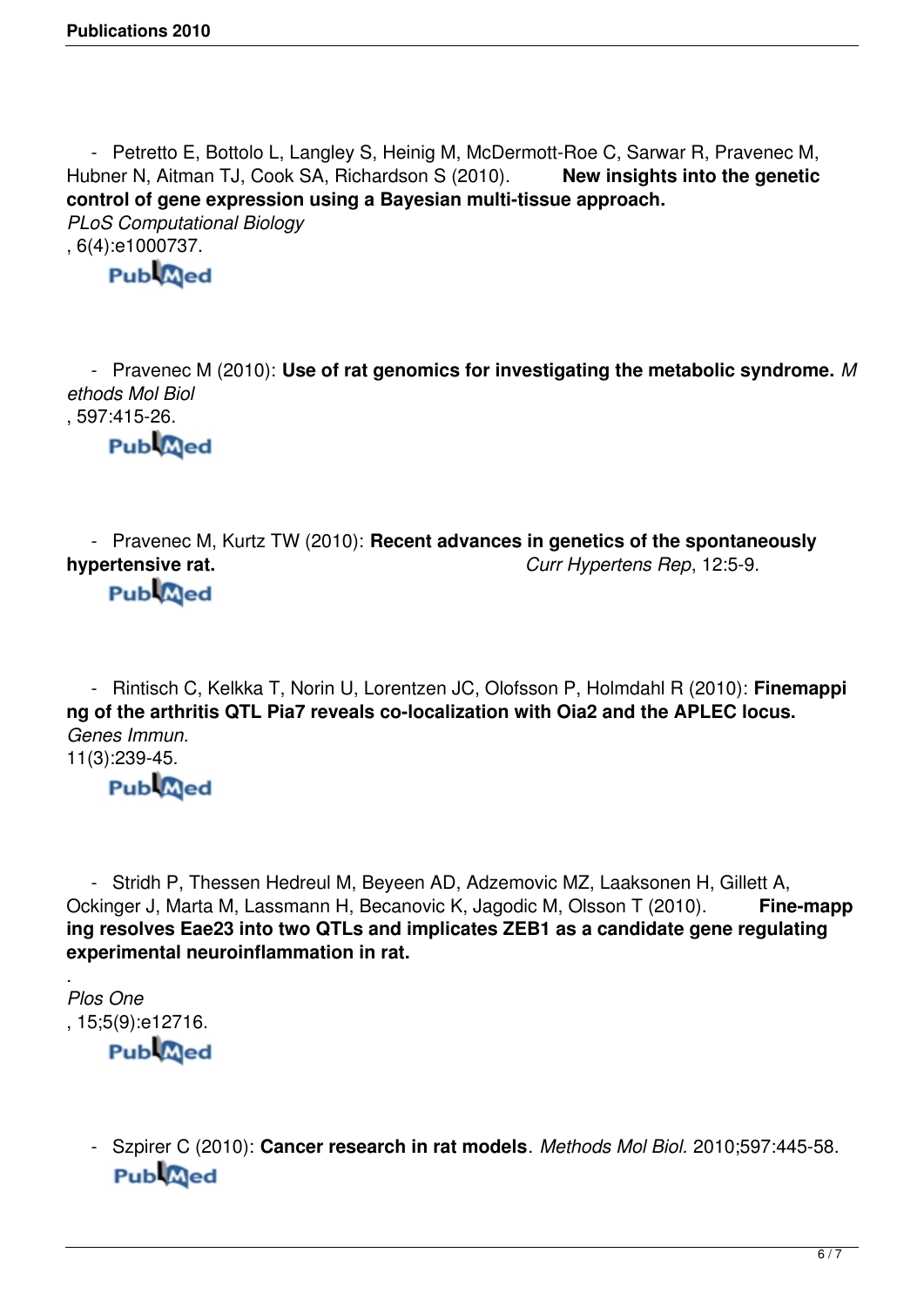- Petretto E, Bottolo L, Langley S, Heinig M, McDermott-Roe C, Sarwar R, Pravenec M, Hubner N, Aitman TJ, Cook SA, Richardson S (2010). **New insights into the genetic control of gene expression using a Bayesian multi-tissue approach.** *PLoS Computational Biology*, 6(4):e1000737.

  PubMed

- Pravenec M (2010): **Use of rat genomics for investigating the metabolic syndrome.** *Methods Mol Biol*, 597:415-26.

  PubMed

- Pravenec M, Kurtz TW (2010): **Recent advances in genetics of the spontaneously hypertensive rat.** *Curr Hypertens Rep*, 12:5-9.

  PubMed

- Rintisch C, Kelkka T, Norin U, Lorentzen JC, Olofsson P, Holmdahl R (2010): **Finemapping of the arthritis QTL Pia7 reveals co-localization with Oia2 and the APLEC locus.** *Genes Immun.* 11(3):239-45.

  PubMed

- Stridh P, Thessen Hedreul M, Beyeen AD, Adzemovic MZ, Laaksonen H, Gillett A, Ockinger J, Marta M, Lassmann H, Becanovic K, Jagodic M, Olsson T (2010). **Fine-mapping resolves Eae23 into two QTLs and implicates ZEB1 as a candidate gene regulating experimental neuroinflammation in rat.** . *Plos One*, 15;5(9):e12716.

  PubMed

- Szpirer C (2010): **Cancer research in rat models**. *Methods Mol Biol*. 2010;597:445-58.

  PubMed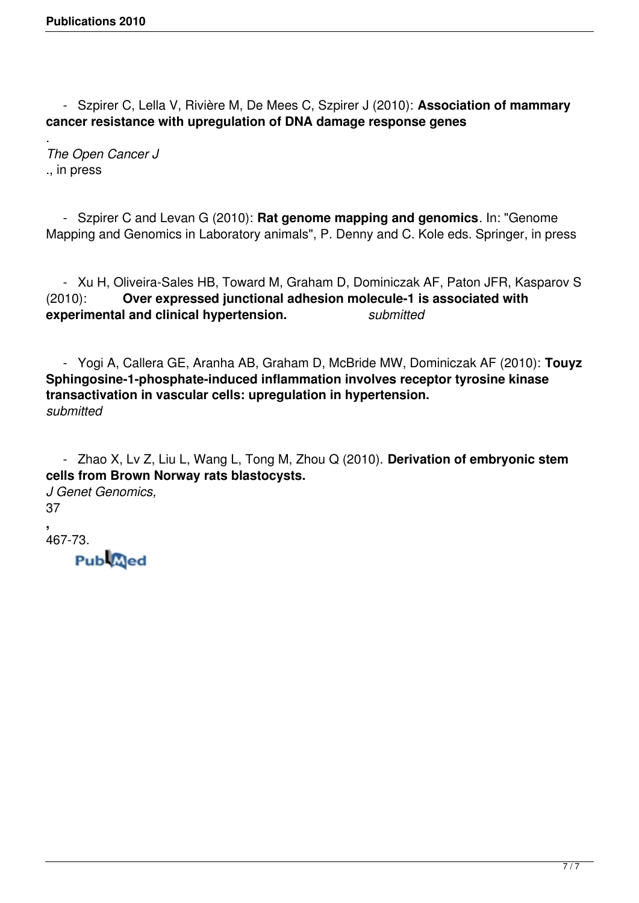- Szpirer C, Lella V, Rivière M, De Mees C, Szpirer J (2010): **Association of mammary cancer resistance with upregulation of DNA damage response genes**. *The Open Cancer J*., in press

- Szpirer C and Levan G (2010): **Rat genome mapping and genomics**. In: "Genome Mapping and Genomics in Laboratory animals", P. Denny and C. Kole eds. Springer, in press

- Xu H, Oliveira-Sales HB, Toward M, Graham D, Dominiczak AF, Paton JFR, Kasparov S (2010): **Over expressed junctional adhesion molecule-1 is associated with experimental and clinical hypertension.** *submitted*

- Yogi A, Callera GE, Aranha AB, Graham D, McBride MW, Dominiczak AF (2010): **Touyz Sphingosine-1-phosphate-induced inflammation involves receptor tyrosine kinase transactivation in vascular cells: upregulation in hypertension.** *submitted*

- Zhao X, Lv Z, Liu L, Wang L, Tong M, Zhou Q (2010). **Derivation of embryonic stem cells from Brown Norway rats blastocysts.** *J Genet Genomics,* 37**,** 467-73.

PubMed